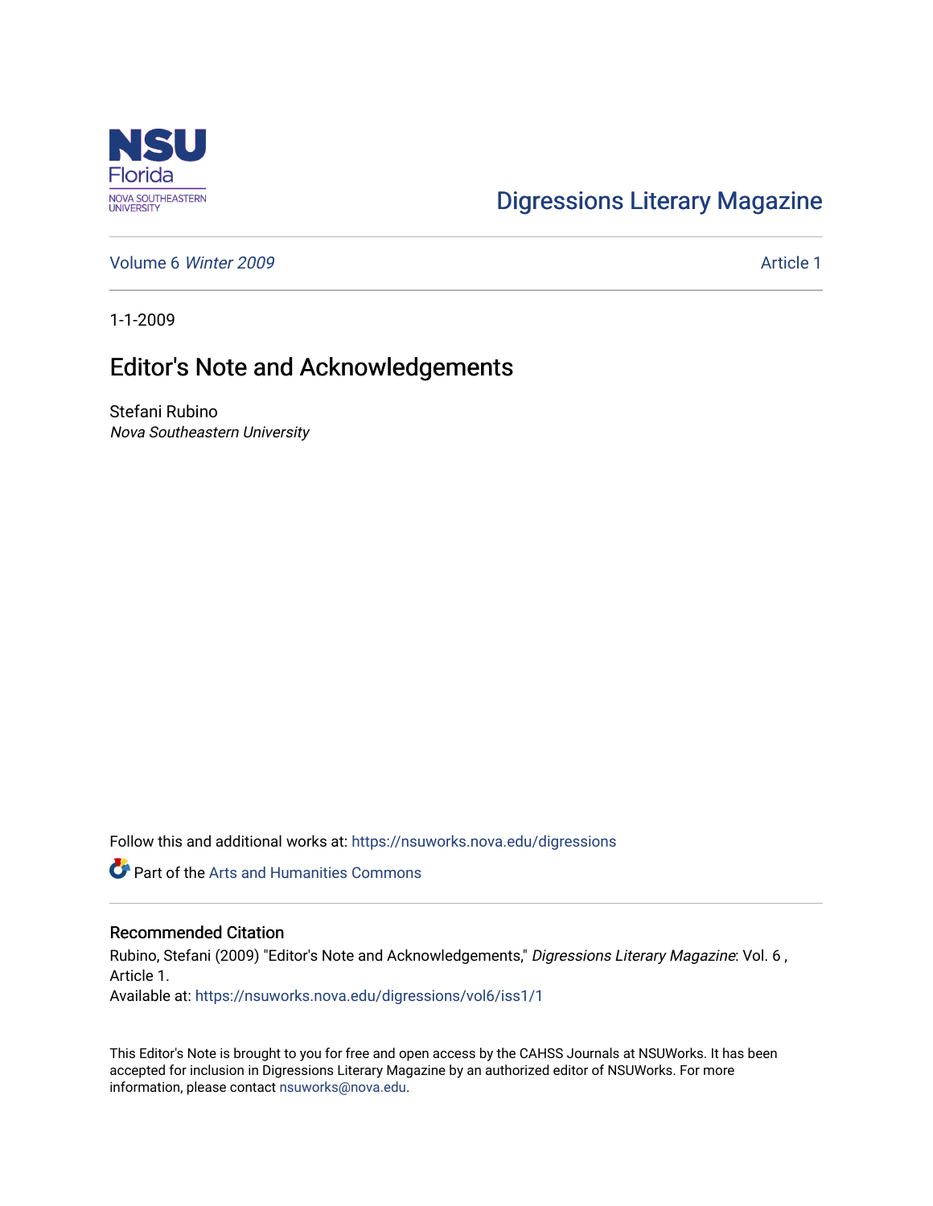NSU Florida
NOVA SOUTHEASTERN UNIVERSITY

Digressions Literary Magazine

Volume 6 *Winter 2009*

Article 1

1-1-2009

# Editor's Note and Acknowledgements

Stefani Rubino
*Nova Southeastern University*

Follow this and additional works at: https://nsuworks.nova.edu/digressions

Part of the Arts and Humanities Commons

## Recommended Citation

Rubino, Stefani (2009) "Editor's Note and Acknowledgements," *Digressions Literary Magazine*: Vol. 6 , Article 1.
Available at: https://nsuworks.nova.edu/digressions/vol6/iss1/1

This Editor's Note is brought to you for free and open access by the CAHSS Journals at NSUWorks. It has been accepted for inclusion in Digressions Literary Magazine by an authorized editor of NSUWorks. For more information, please contact nsuworks@nova.edu.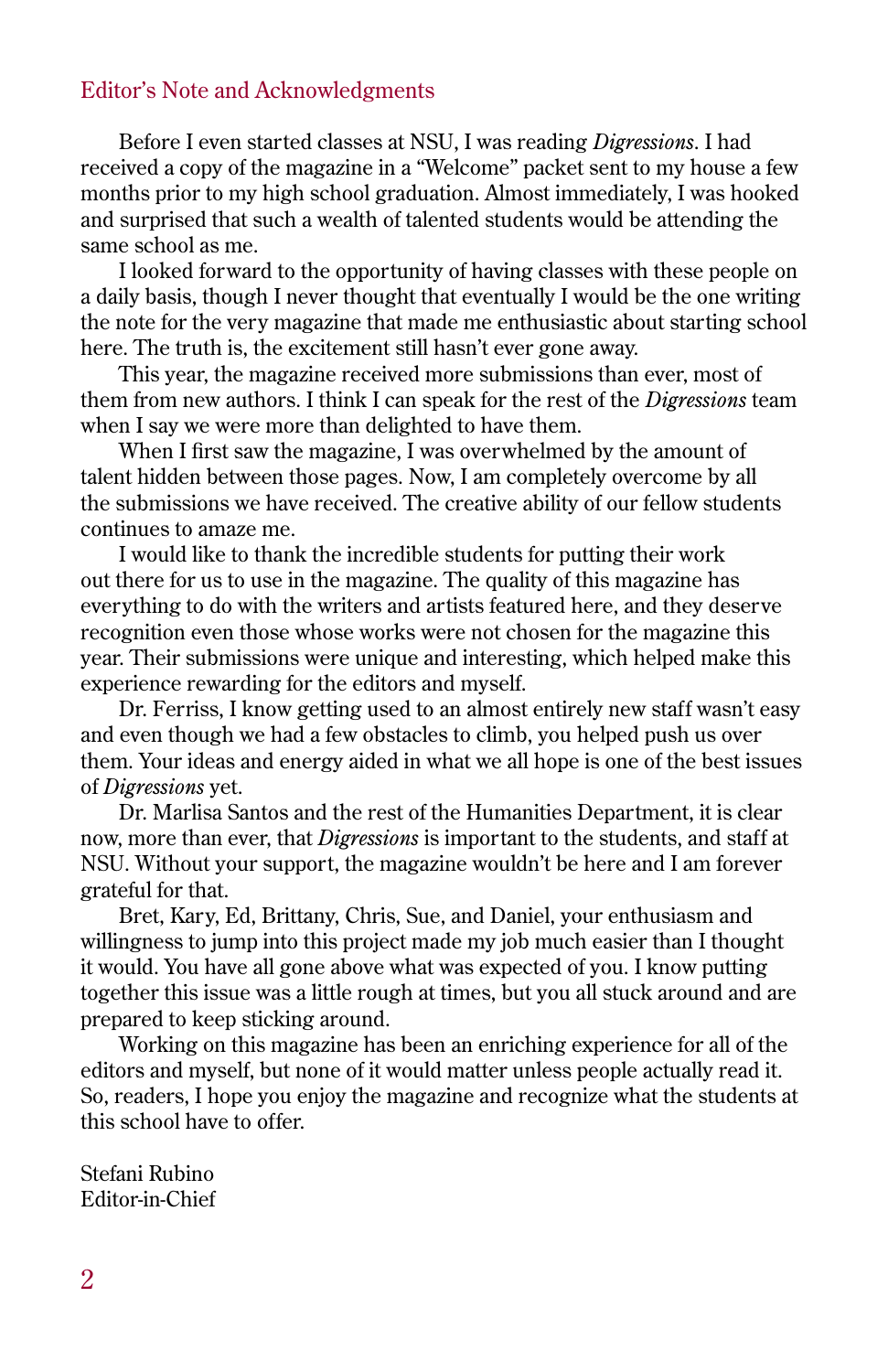## Editor's Note and Acknowledgments

Before I even started classes at NSU, I was reading *Digressions*. I had received a copy of the magazine in a "Welcome" packet sent to my house a few months prior to my high school graduation. Almost immediately, I was hooked and surprised that such a wealth of talented students would be attending the same school as me.

I looked forward to the opportunity of having classes with these people on a daily basis, though I never thought that eventually I would be the one writing the note for the very magazine that made me enthusiastic about starting school here. The truth is, the excitement still hasn't ever gone away.

This year, the magazine received more submissions than ever, most of them from new authors. I think I can speak for the rest of the *Digressions* team when I say we were more than delighted to have them.

When I first saw the magazine, I was overwhelmed by the amount of talent hidden between those pages. Now, I am completely overcome by all the submissions we have received. The creative ability of our fellow students continues to amaze me.

I would like to thank the incredible students for putting their work out there for us to use in the magazine. The quality of this magazine has everything to do with the writers and artists featured here, and they deserve recognition even those whose works were not chosen for the magazine this year. Their submissions were unique and interesting, which helped make this experience rewarding for the editors and myself.

Dr. Ferriss, I know getting used to an almost entirely new staff wasn't easy and even though we had a few obstacles to climb, you helped push us over them. Your ideas and energy aided in what we all hope is one of the best issues of *Digressions* yet.

Dr. Marlisa Santos and the rest of the Humanities Department, it is clear now, more than ever, that *Digressions* is important to the students, and staff at NSU. Without your support, the magazine wouldn't be here and I am forever grateful for that.

Bret, Kary, Ed, Brittany, Chris, Sue, and Daniel, your enthusiasm and willingness to jump into this project made my job much easier than I thought it would. You have all gone above what was expected of you. I know putting together this issue was a little rough at times, but you all stuck around and are prepared to keep sticking around.

Working on this magazine has been an enriching experience for all of the editors and myself, but none of it would matter unless people actually read it. So, readers, I hope you enjoy the magazine and recognize what the students at this school have to offer.

Stefani Rubino
Editor-in-Chief